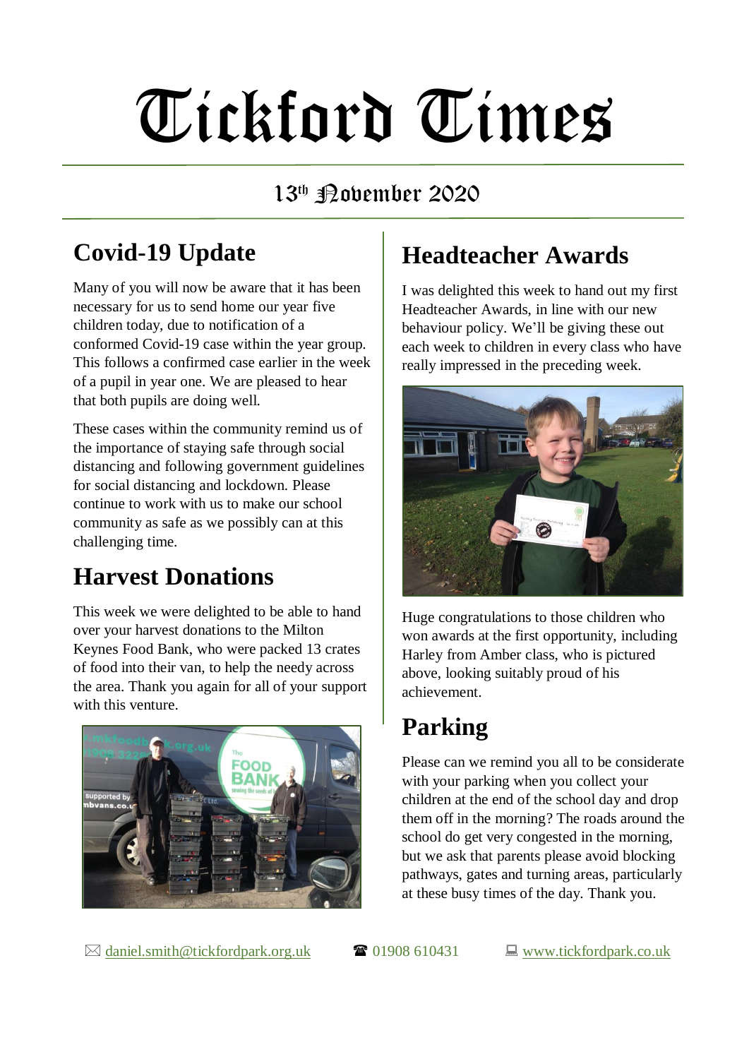# Tickford Times

## 13th November 2020

## Covid-19 Update

Many of you will now be aware that it has been necessary for us to send home our year five children today, due to notification of a conformed Covid-19 case within the year group. This follows a confirmed case earlier in the week of a pupil in year one. We are pleased to hear that both pupils are doing well.

These cases within the community remind us of the importance of staying safe through social distancing and following government guidelines for social distancing and lockdown. Please continue to work with us to make our school community as safe as we possibly can at this challenging time.

## Harvest Donations

This week we were delighted to be able to hand over your harvest donations to the Milton Keynes Food Bank, who were packed 13 crates of food into their van, to help the needy across the area. Thank you again for all of your support with this venture.

## Headteacher Awards

I was delighted this week to hand out my first Headteacher Awards, in line with our new behaviour policy. We'll be giving these out each week to children in every class who have really impressed in the preceding week.

Huge congratulations to those children who won awards at the first opportunity, including Harley from Amber class, who is pictured above, looking suitably proud of his achievement.

## Parking

Please can we remind you all to be considerate with your parking when you collect your children at the end of the school day and drop them off in the morning? The roads around the school do get very congested in the morning, but we ask that parents please avoid blocking pathways, gates and turning areas, particularly at these busy times of the day. Thank you.

✉ daniel.smith@tickfordpark.org.uk ☎ 01908 610431 💻 www.tickfordpark.co.uk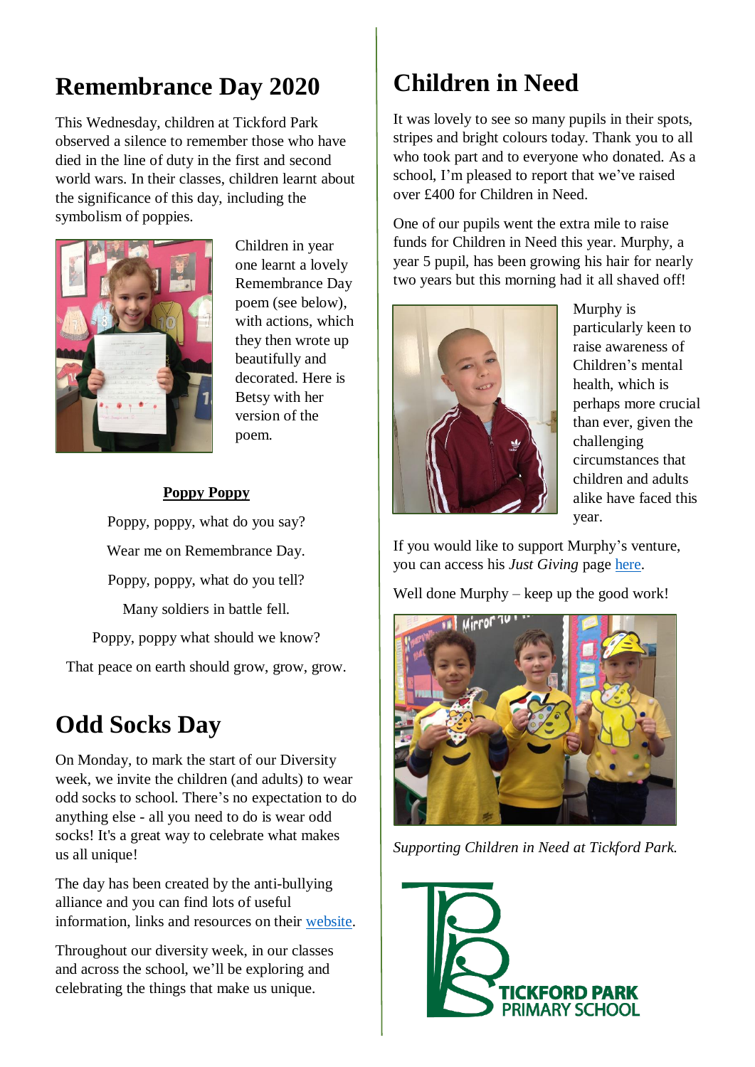## Remembrance Day 2020

This Wednesday, children at Tickford Park observed a silence to remember those who have died in the line of duty in the first and second world wars. In their classes, children learnt about the significance of this day, including the symbolism of poppies.

Children in year one learnt a lovely Remembrance Day poem (see below), with actions, which they then wrote up beautifully and decorated. Here is Betsy with her version of the poem.

**Poppy Poppy**

Poppy, poppy, what do you say?

Wear me on Remembrance Day.

Poppy, poppy, what do you tell?

Many soldiers in battle fell.

Poppy, poppy what should we know?

That peace on earth should grow, grow, grow.

## Odd Socks Day

On Monday, to mark the start of our Diversity week, we invite the children (and adults) to wear odd socks to school. There's no expectation to do anything else - all you need to do is wear odd socks! It's a great way to celebrate what makes us all unique!

The day has been created by the anti-bullying alliance and you can find lots of useful information, links and resources on their website.

Throughout our diversity week, in our classes and across the school, we'll be exploring and celebrating the things that make us unique.

## Children in Need

It was lovely to see so many pupils in their spots, stripes and bright colours today. Thank you to all who took part and to everyone who donated. As a school, I'm pleased to report that we've raised over £400 for Children in Need.

One of our pupils went the extra mile to raise funds for Children in Need this year. Murphy, a year 5 pupil, has been growing his hair for nearly two years but this morning had it all shaved off!

Murphy is particularly keen to raise awareness of Children's mental health, which is perhaps more crucial than ever, given the challenging circumstances that children and adults alike have faced this year.

If you would like to support Murphy's venture, you can access his *Just Giving* page here.

Well done Murphy – keep up the good work!

*Supporting Children in Need at Tickford Park.*

TICKFORD PARK PRIMARY SCHOOL